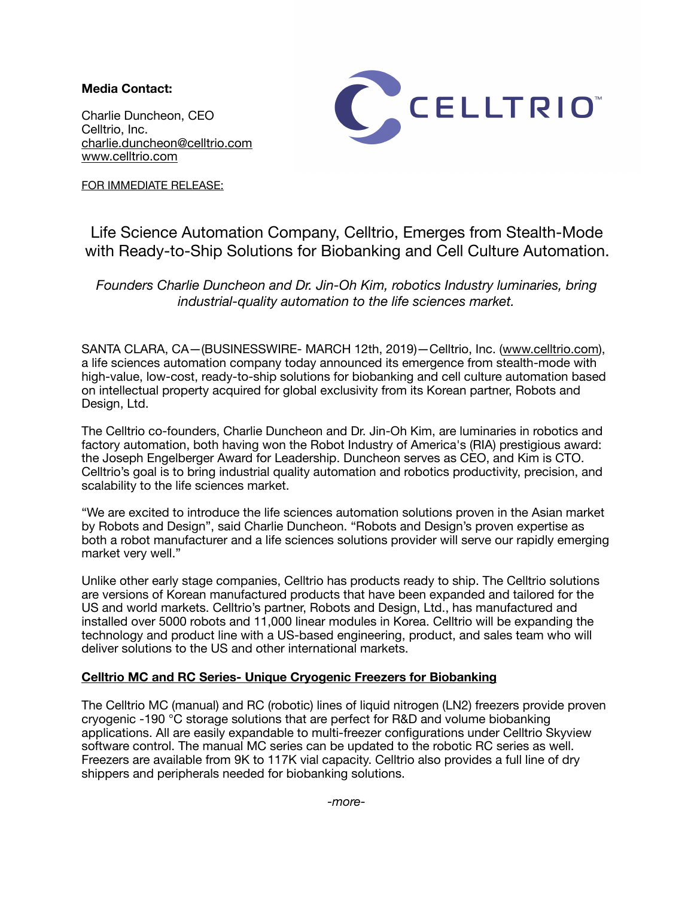**Media Contact:**

Charlie Duncheon, CEO
Celltrio, Inc.
charlie.duncheon@celltrio.com
www.celltrio.com

FOR IMMEDIATE RELEASE:

# Life Science Automation Company, Celltrio, Emerges from Stealth-Mode with Ready-to-Ship Solutions for Biobanking and Cell Culture Automation.

*Founders Charlie Duncheon and Dr. Jin-Oh Kim, robotics Industry luminaries, bring industrial-quality automation to the life sciences market.*

SANTA CLARA, CA—(BUSINESSWIRE- MARCH 12th, 2019)—Celltrio, Inc. (www.celltrio.com), a life sciences automation company today announced its emergence from stealth-mode with high-value, low-cost, ready-to-ship solutions for biobanking and cell culture automation based on intellectual property acquired for global exclusivity from its Korean partner, Robots and Design, Ltd.

The Celltrio co-founders, Charlie Duncheon and Dr. Jin-Oh Kim, are luminaries in robotics and factory automation, both having won the Robot Industry of America's (RIA) prestigious award: the Joseph Engelberger Award for Leadership. Duncheon serves as CEO, and Kim is CTO. Celltrio's goal is to bring industrial quality automation and robotics productivity, precision, and scalability to the life sciences market.

"We are excited to introduce the life sciences automation solutions proven in the Asian market by Robots and Design", said Charlie Duncheon. "Robots and Design's proven expertise as both a robot manufacturer and a life sciences solutions provider will serve our rapidly emerging market very well."

Unlike other early stage companies, Celltrio has products ready to ship. The Celltrio solutions are versions of Korean manufactured products that have been expanded and tailored for the US and world markets. Celltrio's partner, Robots and Design, Ltd., has manufactured and installed over 5000 robots and 11,000 linear modules in Korea. Celltrio will be expanding the technology and product line with a US-based engineering, product, and sales team who will deliver solutions to the US and other international markets.

## Celltrio MC and RC Series- Unique Cryogenic Freezers for Biobanking

The Celltrio MC (manual) and RC (robotic) lines of liquid nitrogen (LN2) freezers provide proven cryogenic -190 °C storage solutions that are perfect for R&D and volume biobanking applications. All are easily expandable to multi-freezer configurations under Celltrio Skyview software control. The manual MC series can be updated to the robotic RC series as well. Freezers are available from 9K to 117K vial capacity. Celltrio also provides a full line of dry shippers and peripherals needed for biobanking solutions.

*-more-*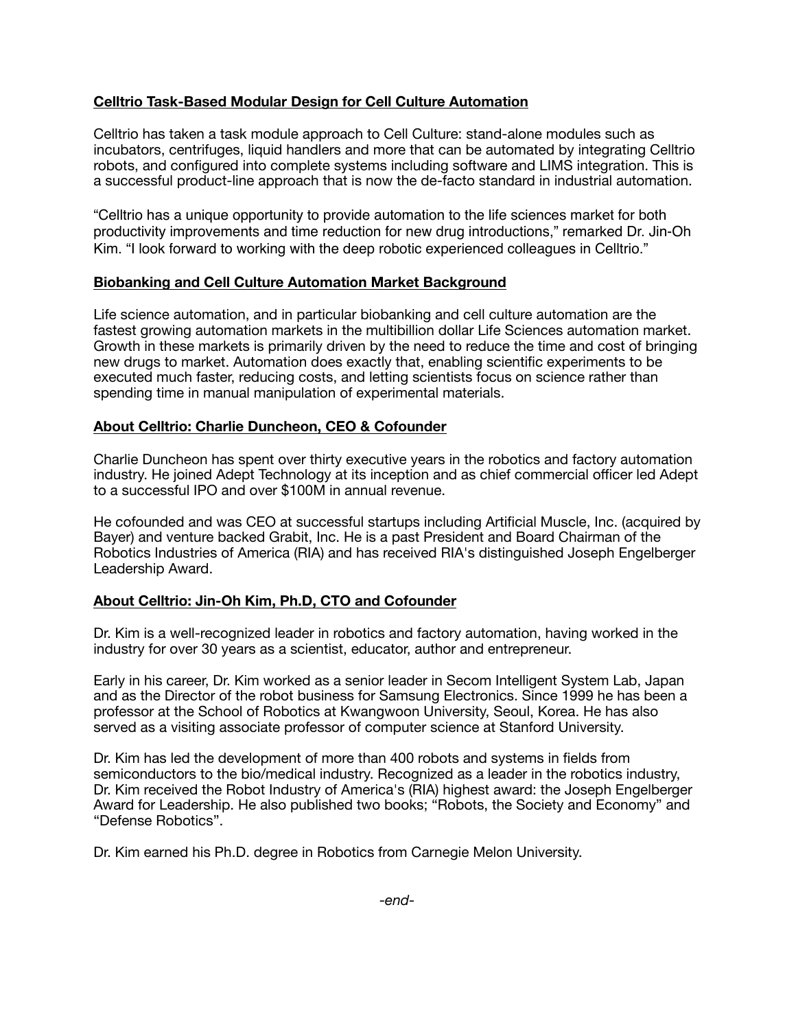**Celltrio Task-Based Modular Design for Cell Culture Automation**

Celltrio has taken a task module approach to Cell Culture: stand-alone modules such as incubators, centrifuges, liquid handlers and more that can be automated by integrating Celltrio robots, and configured into complete systems including software and LIMS integration. This is a successful product-line approach that is now the de-facto standard in industrial automation.

“Celltrio has a unique opportunity to provide automation to the life sciences market for both productivity improvements and time reduction for new drug introductions,” remarked Dr. Jin-Oh Kim. “I look forward to working with the deep robotic experienced colleagues in Celltrio.”

**Biobanking and Cell Culture Automation Market Background**

Life science automation, and in particular biobanking and cell culture automation are the fastest growing automation markets in the multibillion dollar Life Sciences automation market. Growth in these markets is primarily driven by the need to reduce the time and cost of bringing new drugs to market. Automation does exactly that, enabling scientific experiments to be executed much faster, reducing costs, and letting scientists focus on science rather than spending time in manual manipulation of experimental materials.

**About Celltrio: Charlie Duncheon, CEO & Cofounder**

Charlie Duncheon has spent over thirty executive years in the robotics and factory automation industry. He joined Adept Technology at its inception and as chief commercial officer led Adept to a successful IPO and over $100M in annual revenue.

He cofounded and was CEO at successful startups including Artificial Muscle, Inc. (acquired by Bayer) and venture backed Grabit, Inc. He is a past President and Board Chairman of the Robotics Industries of America (RIA) and has received RIA's distinguished Joseph Engelberger Leadership Award.

**About Celltrio: Jin-Oh Kim, Ph.D, CTO and Cofounder**

Dr. Kim is a well-recognized leader in robotics and factory automation, having worked in the industry for over 30 years as a scientist, educator, author and entrepreneur.

Early in his career, Dr. Kim worked as a senior leader in Secom Intelligent System Lab, Japan and as the Director of the robot business for Samsung Electronics. Since 1999 he has been a professor at the School of Robotics at Kwangwoon University, Seoul, Korea. He has also served as a visiting associate professor of computer science at Stanford University.

Dr. Kim has led the development of more than 400 robots and systems in fields from semiconductors to the bio/medical industry. Recognized as a leader in the robotics industry, Dr. Kim received the Robot Industry of America's (RIA) highest award: the Joseph Engelberger Award for Leadership. He also published two books; “Robots, the Society and Economy” and “Defense Robotics”.

Dr. Kim earned his Ph.D. degree in Robotics from Carnegie Melon University.

*-end-*